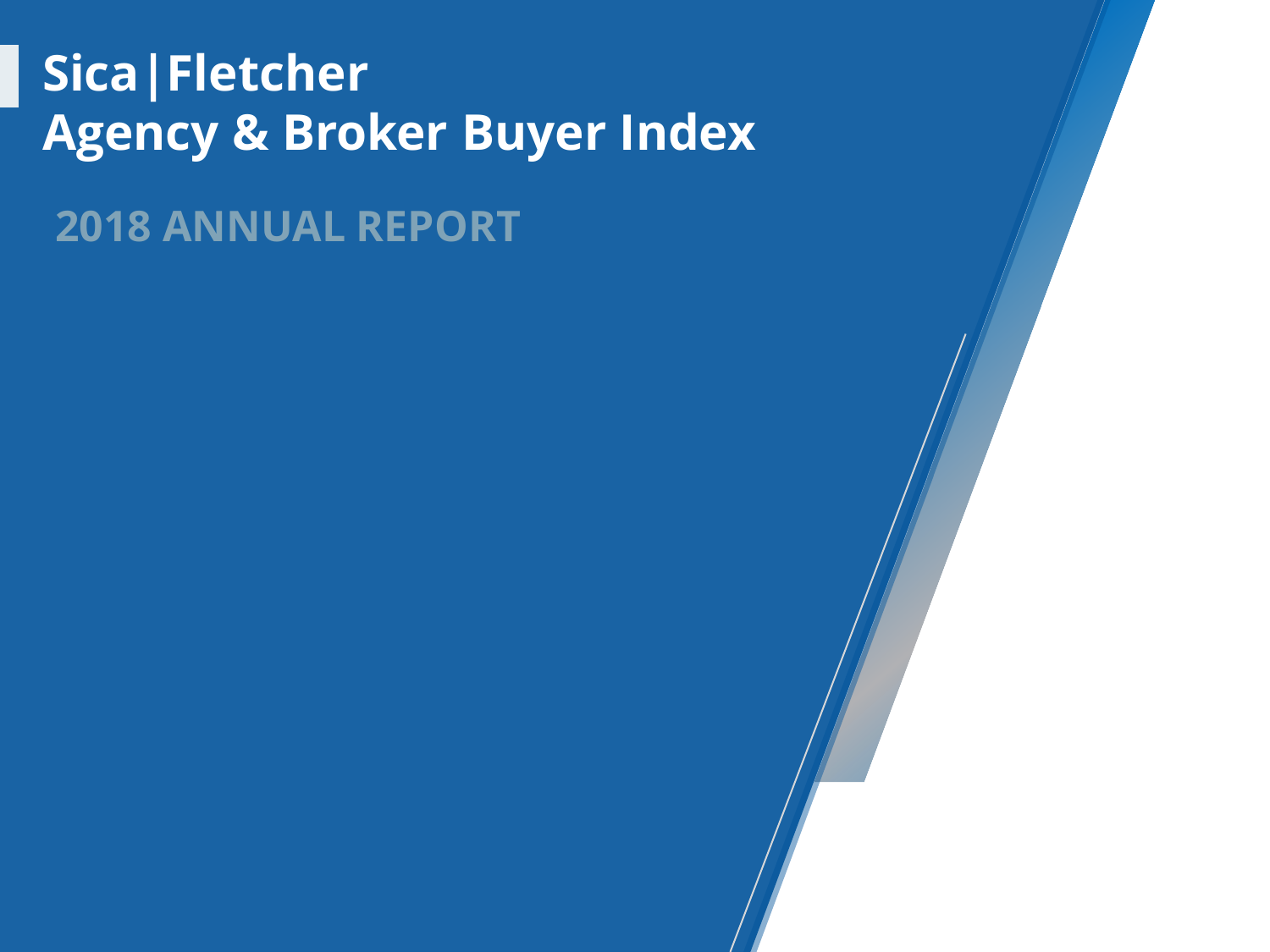# Sica|Fletcher Agency & Broker Buyer Index

## 2018 ANNUAL REPORT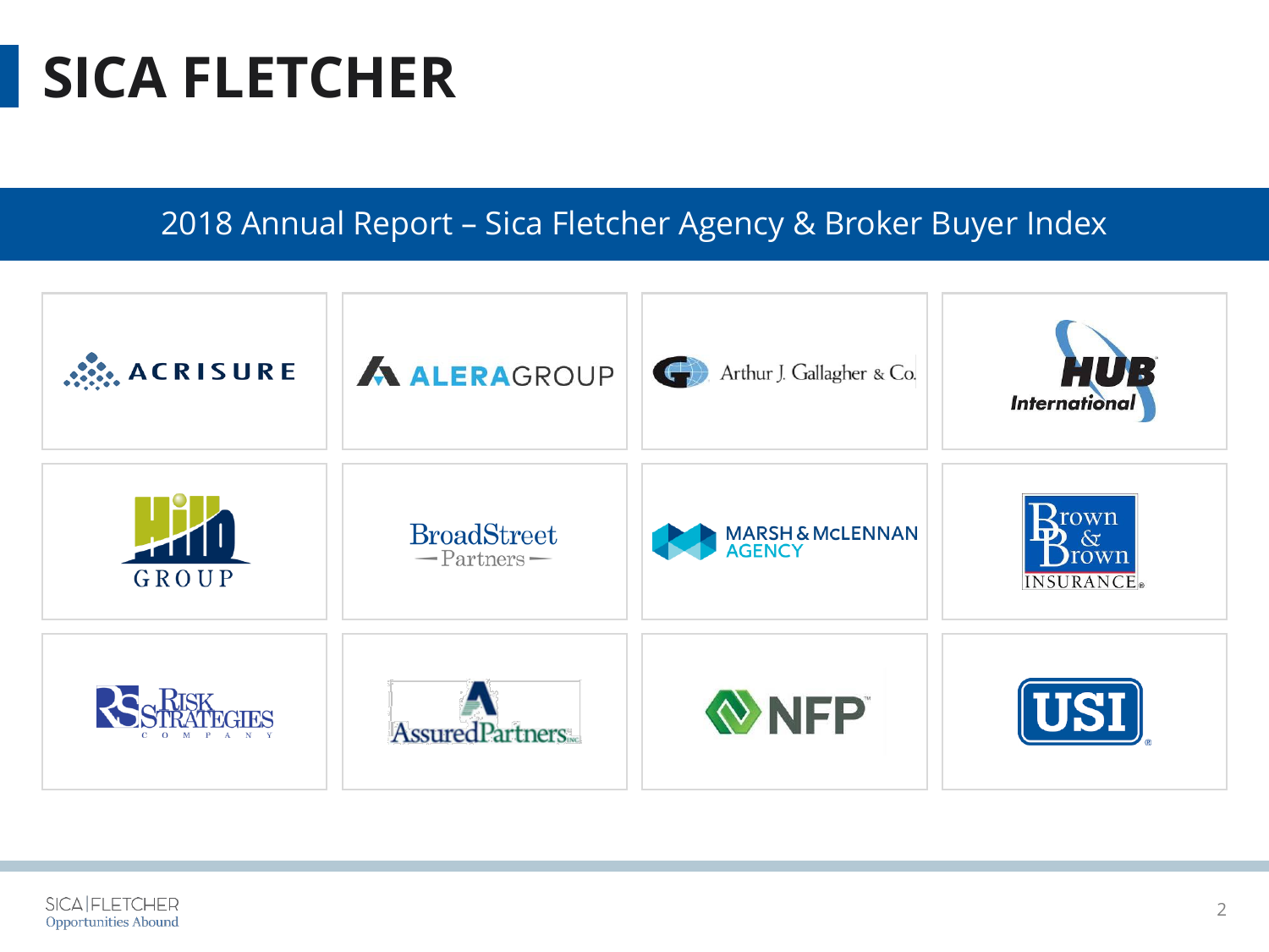# SICA FLETCHER

## 2018 Annual Report – Sica Fletcher Agency & Broker Buyer Index

| | | | |
|---|---|---|---|
| ACRISURE | ALERAGROUP | Arthur J. Gallagher & Co. | HUB International |
| Hilb GROUP | BroadStreet Partners | MARSH & McLENNAN AGENCY | Brown & Brown INSURANCE |
| RISK STRATEGIES COMPANY | AssuredPartners INC | NFP | USI |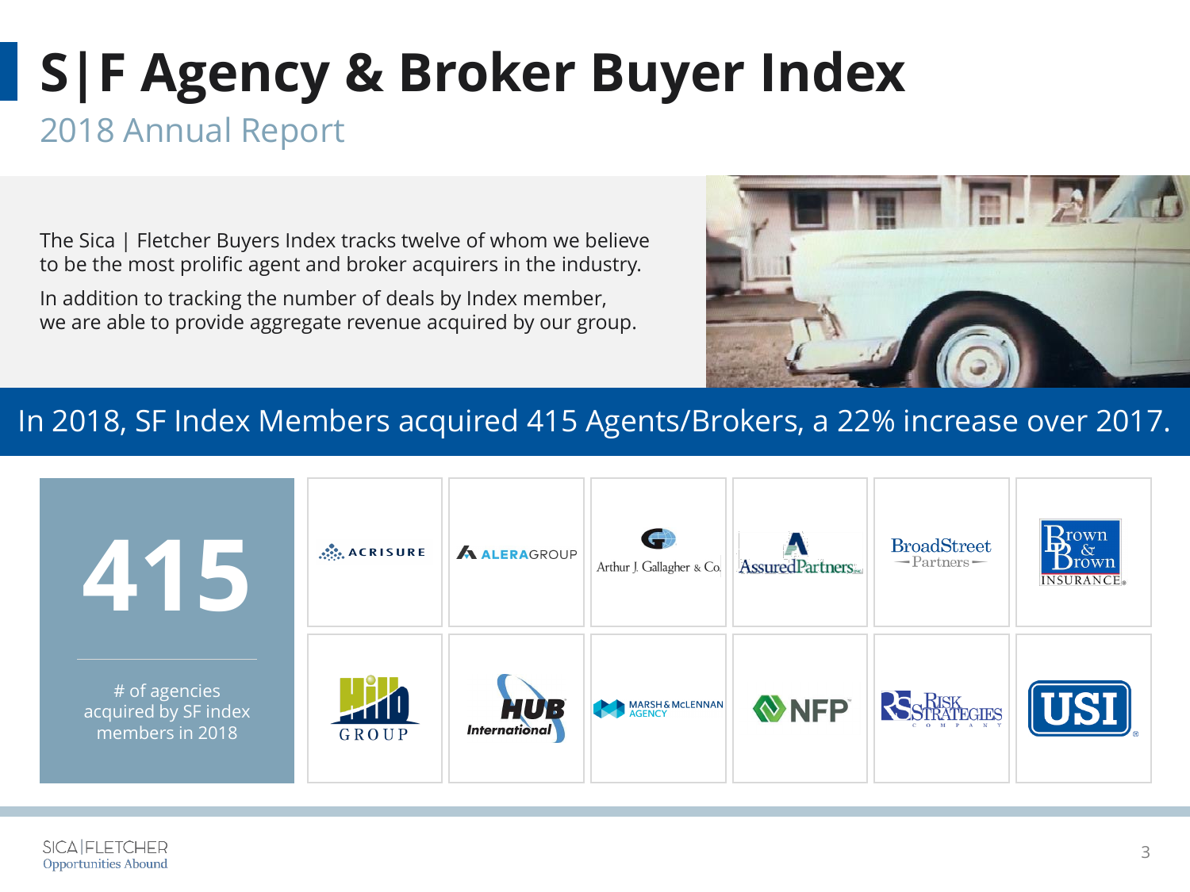# S|F Agency & Broker Buyer Index

## 2018 Annual Report

The Sica | Fletcher Buyers Index tracks twelve of whom we believe to be the most prolific agent and broker acquirers in the industry.

In addition to tracking the number of deals by Index member, we are able to provide aggregate revenue acquired by our group.

**In 2018, SF Index Members acquired 415 Agents/Brokers, a 22% increase over 2017.**

**415**

# of agencies acquired by SF index members in 2018

- Acrisure
- AleraGroup
- Arthur J. Gallagher & Co.
- AssuredPartners
- BroadStreet Partners
- Brown & Brown Insurance
- Hilb Group
- HUB International
- Marsh & McLennan Agency
- NFP
- Risk Strategies Company
- USI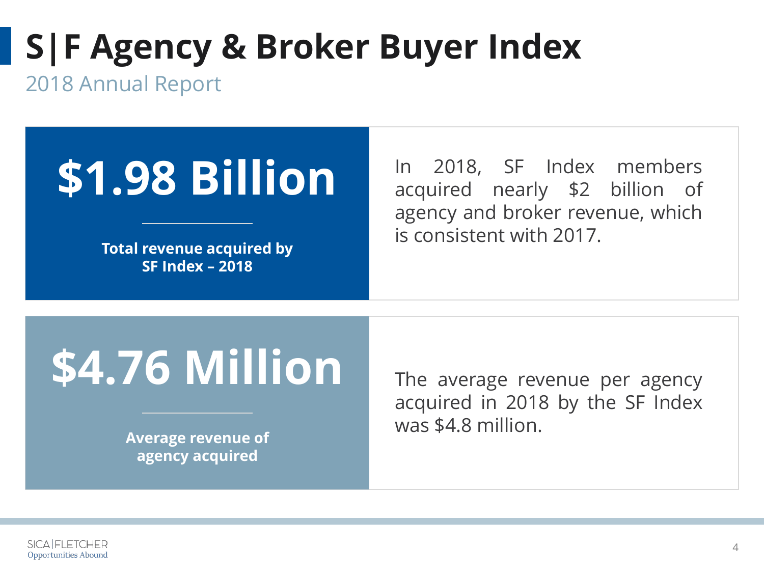# S|F Agency & Broker Buyer Index

2018 Annual Report

**$1.98 Billion**

**Total revenue acquired by SF Index – 2018**

In 2018, SF Index members acquired nearly $2 billion of agency and broker revenue, which is consistent with 2017.

**$4.76 Million**

**Average revenue of agency acquired**

The average revenue per agency acquired in 2018 by the SF Index was $4.8 million.

SICA|FLETCHER
Opportunities Abound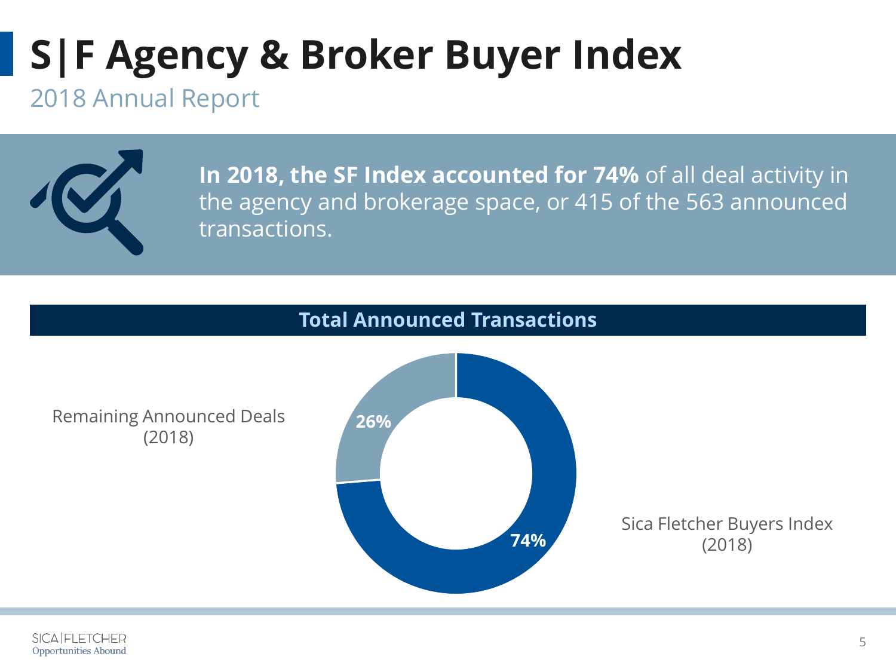# S|F Agency & Broker Buyer Index

2018 Annual Report

**In 2018, the SF Index accounted for 74%** of all deal activity in the agency and brokerage space, or 415 of the 563 announced transactions.

## Total Announced Transactions

| Category | Share |
| --- | --- |
| Remaining Announced Deals (2018) | 26% |
| Sica Fletcher Buyers Index (2018) | 74% |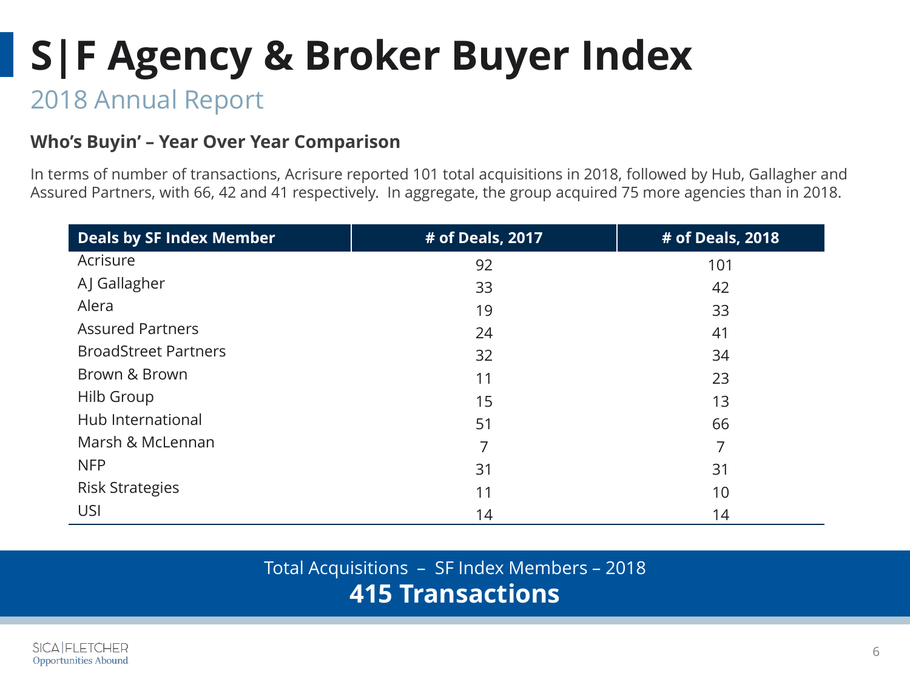# S|F Agency & Broker Buyer Index

## 2018 Annual Report

### Who's Buyin' – Year Over Year Comparison

In terms of number of transactions, Acrisure reported 101 total acquisitions in 2018, followed by Hub, Gallagher and Assured Partners, with 66, 42 and 41 respectively. In aggregate, the group acquired 75 more agencies than in 2018.

| Deals by SF Index Member | # of Deals, 2017 | # of Deals, 2018 |
|---|---|---|
| Acrisure | 92 | 101 |
| AJ Gallagher | 33 | 42 |
| Alera | 19 | 33 |
| Assured Partners | 24 | 41 |
| BroadStreet Partners | 32 | 34 |
| Brown & Brown | 11 | 23 |
| Hilb Group | 15 | 13 |
| Hub International | 51 | 66 |
| Marsh & McLennan | 7 | 7 |
| NFP | 31 | 31 |
| Risk Strategies | 11 | 10 |
| USI | 14 | 14 |

Total Acquisitions – SF Index Members – 2018

**415 Transactions**

SICA|FLETCHER
Opportunities Abound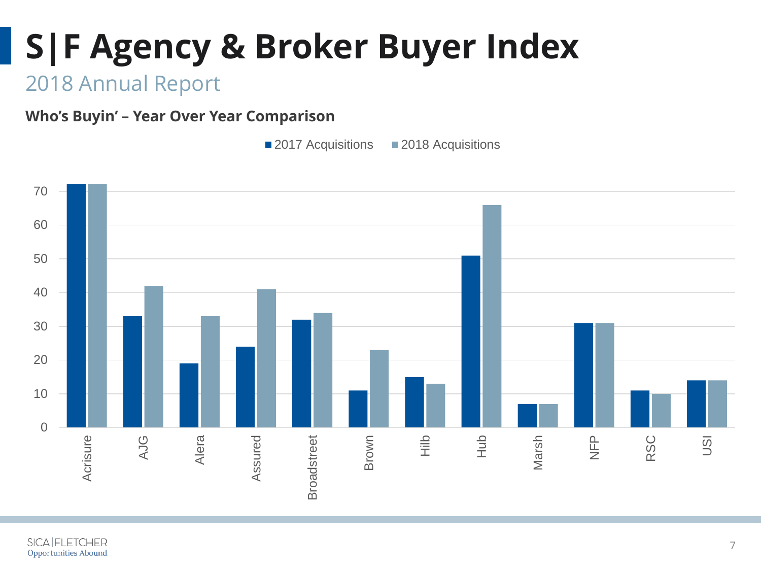# S|F Agency & Broker Buyer Index

2018 Annual Report

**Who's Buyin' – Year Over Year Comparison**

| | 2017 Acquisitions | 2018 Acquisitions |
|---|---|---|
| Acrisure | 72 | 72 |
| AJG | 33 | 42 |
| Alera | 19 | 33 |
| Assured | 24 | 41 |
| Broadstreet | 32 | 34 |
| Brown | 11 | 23 |
| Hilb | 15 | 13 |
| Hub | 51 | 66 |
| Marsh | 7 | 7 |
| NFP | 31 | 31 |
| RSC | 11 | 10 |
| USI | 14 | 14 |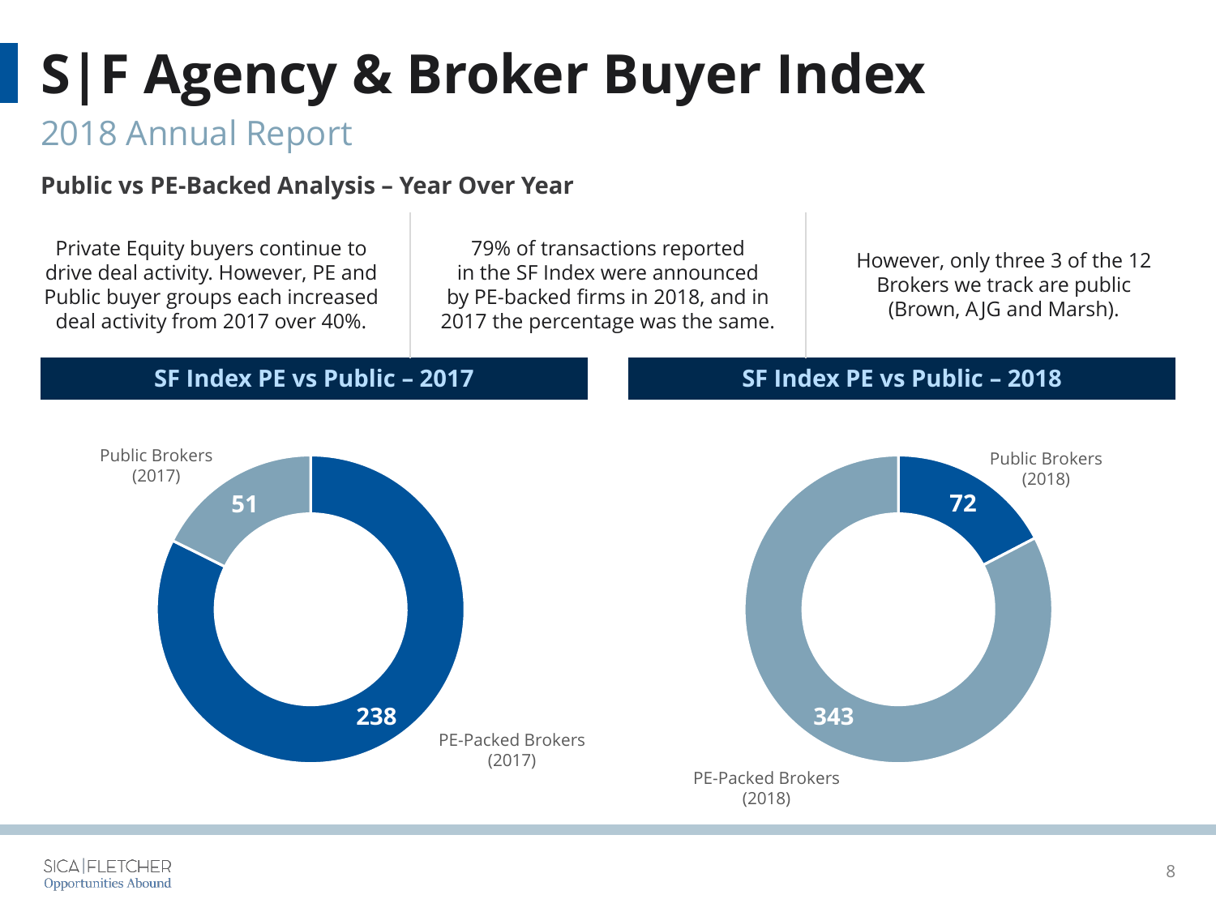# S|F Agency & Broker Buyer Index

## 2018 Annual Report

### Public vs PE-Backed Analysis – Year Over Year

Private Equity buyers continue to drive deal activity. However, PE and Public buyer groups each increased deal activity from 2017 over 40%.

79% of transactions reported in the SF Index were announced by PE-backed firms in 2018, and in 2017 the percentage was the same.

However, only three 3 of the 12 Brokers we track are public (Brown, AJG and Marsh).

**SF Index PE vs Public – 2017**

Public Brokers (2017)

51

238

PE-Packed Brokers (2017)

**SF Index PE vs Public – 2018**

Public Brokers (2018)

72

343

PE-Packed Brokers (2018)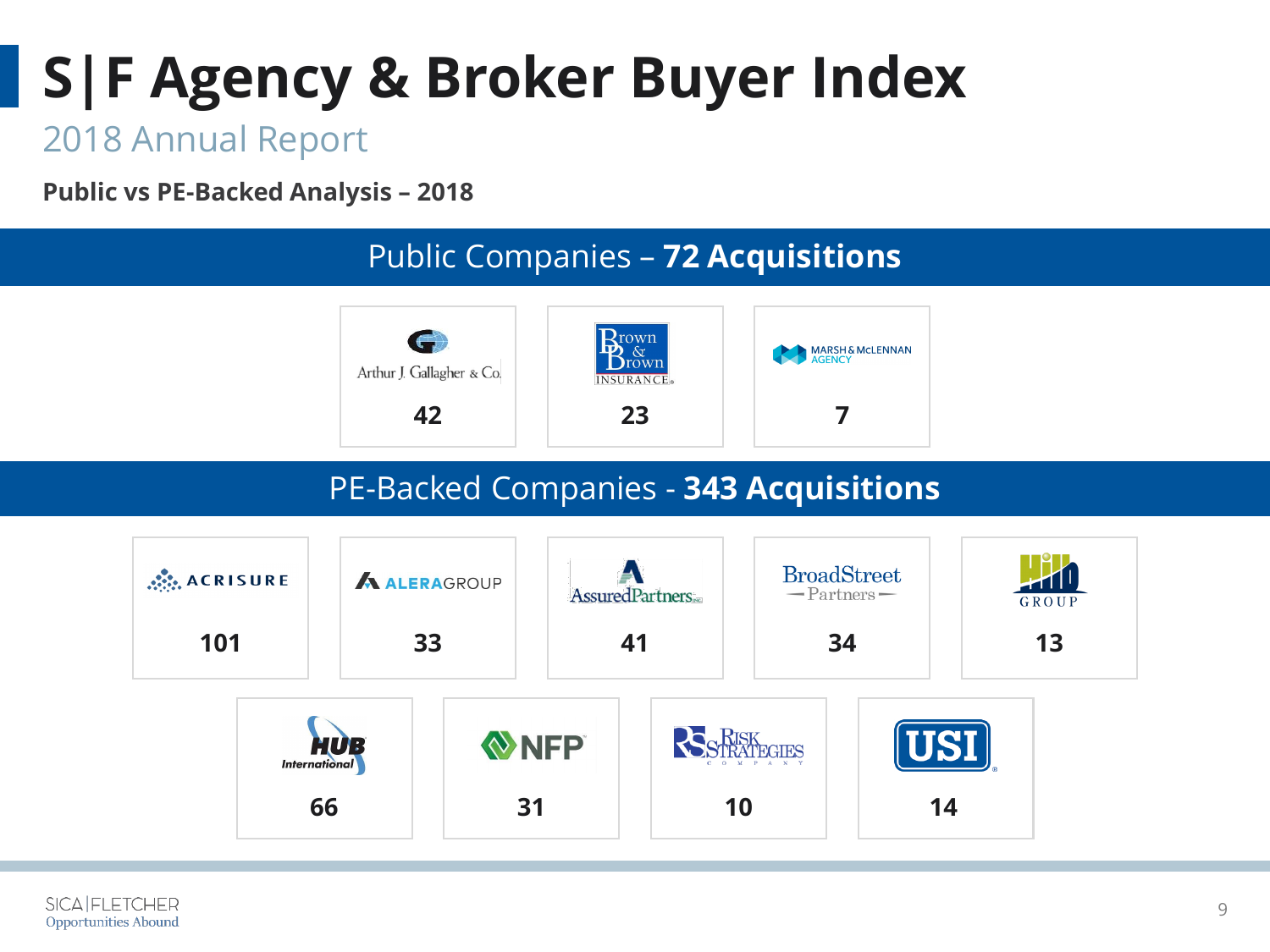# S|F Agency & Broker Buyer Index

## 2018 Annual Report

**Public vs PE-Backed Analysis – 2018**

### Public Companies – **72 Acquisitions**

| Company | Acquisitions |
|---|---|
| Arthur J. Gallagher & Co. | 42 |
| Brown & Brown Insurance | 23 |
| Marsh & McLennan Agency | 7 |

### PE-Backed Companies - **343 Acquisitions**

| Company | Acquisitions |
|---|---|
| Acrisure | 101 |
| AleraGroup | 33 |
| AssuredPartners | 41 |
| BroadStreet Partners | 34 |
| Hilb Group | 13 |
| HUB International | 66 |
| NFP | 31 |
| Risk Strategies Company | 10 |
| USI | 14 |

SICA|FLETCHER
Opportunities Abound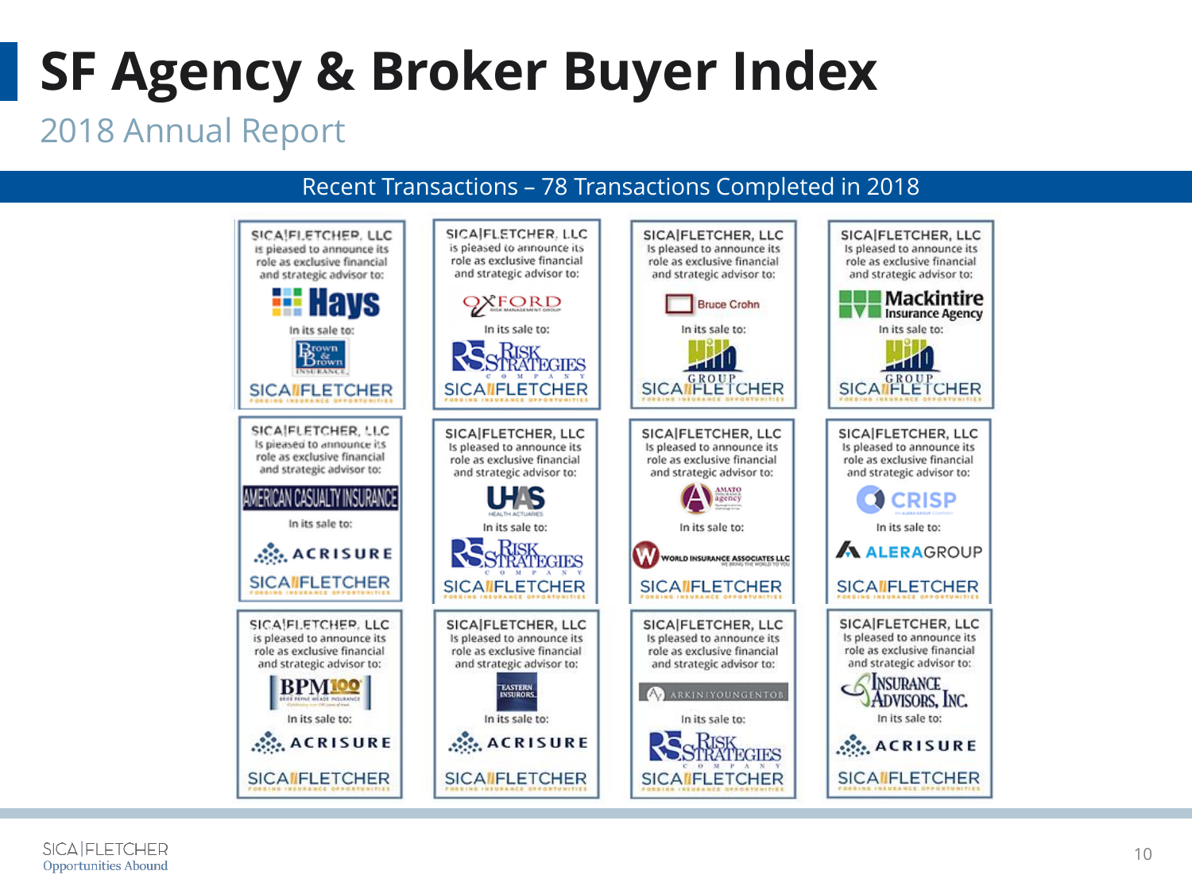# SF Agency & Broker Buyer Index

## 2018 Annual Report

### Recent Transactions – 78 Transactions Completed in 2018

SICA|FLETCHER, LLC is pleased to announce its role as exclusive financial and strategic advisor to: Hays — In its sale to: Brown & Brown Insurance

SICA|FLETCHER, LLC is pleased to announce its role as exclusive financial and strategic advisor to: Oxford Risk Management Group — In its sale to: Risk Strategies Company

SICA|FLETCHER, LLC is pleased to announce its role as exclusive financial and strategic advisor to: Bruce Crohn — In its sale to: Hub Group

SICA|FLETCHER, LLC is pleased to announce its role as exclusive financial and strategic advisor to: Mackintire Insurance Agency — In its sale to: Hub Group

SICA|FLETCHER, LLC is pleased to announce its role as exclusive financial and strategic advisor to: American Casualty Insurance — In its sale to: Acrisure

SICA|FLETCHER, LLC is pleased to announce its role as exclusive financial and strategic advisor to: UHAS Health Actuaries — In its sale to: Risk Strategies Company

SICA|FLETCHER, LLC is pleased to announce its role as exclusive financial and strategic advisor to: Amato Insurance Agency — In its sale to: World Insurance Associates LLC

SICA|FLETCHER, LLC is pleased to announce its role as exclusive financial and strategic advisor to: CRISP — In its sale to: AleraGroup

SICA|FLETCHER, LLC is pleased to announce its role as exclusive financial and strategic advisor to: BPM100 — In its sale to: Acrisure

SICA|FLETCHER, LLC is pleased to announce its role as exclusive financial and strategic advisor to: Eastern Insurors — In its sale to: Acrisure

SICA|FLETCHER, LLC is pleased to announce its role as exclusive financial and strategic advisor to: Arkin|Youngentob — In its sale to: Risk Strategies Company

SICA|FLETCHER, LLC is pleased to announce its role as exclusive financial and strategic advisor to: Insurance Advisors, Inc. — In its sale to: Acrisure

SICA|FLETCHER
Opportunities Abound